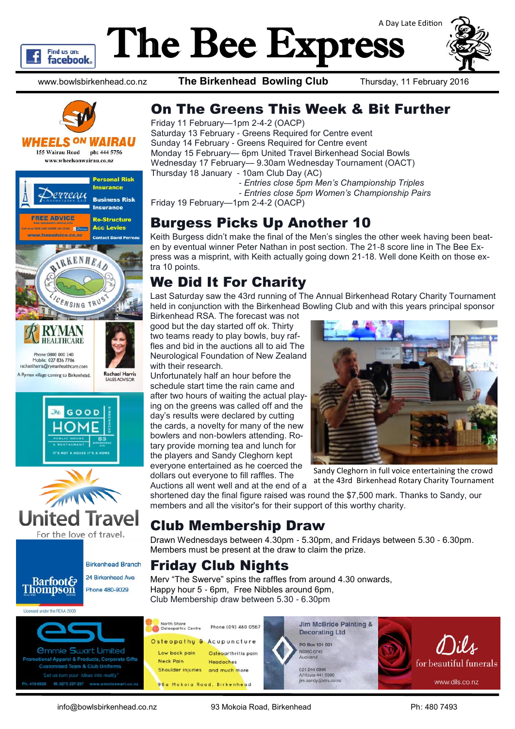# The Bee Express

A Day Late Edition

www.bowlsbirkenhead.co.nz | **The Birkenhead Bowling Club** | Thursday, 11 February 2016

## On The Greens This Week & Bit Further

Friday 11 February—1pm 2-4-2 (OACP)
Saturday 13 February - Greens Required for Centre event
Sunday 14 February - Greens Required for Centre event
Monday 15 February— 6pm United Travel Birkenhead Social Bowls
Wednesday 17 February— 9.30am Wednesday Tournament (OACT)
Thursday 18 January - 10am Club Day (AC)
*- Entries close 5pm Men's Championship Triples*
*- Entries close 5pm Women's Championship Pairs*
Friday 19 February—1pm 2-4-2 (OACP)

## Burgess Picks Up Another 10

Keith Burgess didn't make the final of the Men's singles the other week having been beaten by eventual winner Peter Nathan in post section. The 21-8 score line in The Bee Express was a misprint, with Keith actually going down 21-18. Well done Keith on those extra 10 points.

## We Did It For Charity

Last Saturday saw the 43rd running of The Annual Birkenhead Rotary Charity Tournament held in conjunction with the Birkenhead Bowling Club and with this years principal sponsor Birkenhead RSA. The forecast was not good but the day started off ok. Thirty two teams ready to play bowls, buy raffles and bid in the auctions all to aid The Neurological Foundation of New Zealand with their research.

Unfortunately half an hour before the schedule start time the rain came and after two hours of waiting the actual playing on the greens was called off and the day's results were declared by cutting the cards, a novelty for many of the new bowlers and non-bowlers attending. Rotary provide morning tea and lunch for the players and Sandy Cleghorn kept everyone entertained as he coerced the dollars out everyone to fill raffles. The Auctions all went well and at the end of a shortened day the final figure raised was round the $7,500 mark. Thanks to Sandy, our members and all the visitor's for their support of this worthy charity.

Sandy Cleghorn in full voice entertaining the crowd at the 43rd Birkenhead Rotary Charity Tournament

## Club Membership Draw

Drawn Wednesdays between 4.30pm - 5.30pm, and Fridays between 5.30 - 6.30pm. Members must be present at the draw to claim the prize.

## Friday Club Nights

Merv "The Swerve" spins the raffles from around 4.30 onwards,
Happy hour 5 - 6pm, Free Nibbles around 6pm,
Club Membership draw between 5.30 - 6.30pm

---

WHEELS ON WAIRAU — 155 Wairau Road ph: 444 5756 — www.wheelsonwairau.co.nz

Perreau Associates Ltd — Personal Risk Insurance, Business Risk Insurance, Re-Structure Acc Levies — FREE ADVICE — www.freeadvice.co.nz — Contact David Perreau

Birkenhead Licensing Trust

RYMAN HEALTHCARE — Phone: 0800 000 240, Mobile: 027 836 7706, rachael.harris@rymanhealthcare.com — A Ryman village coming to Birkenhead. — Rachael Harris, Sales Advisor

The Good Home — Public House & Restaurant — 83 Birkenhead Ave — It's not a house it's a home

United Travel — For the love of travel.

Barfoot & Thompson — Birkenhead Branch, 24 Birkenhead Ave, Phone 480-9029 — Licensed under the REAA 2008

esl — Emmie Swart Limited — Promotional Apparel & Products, Corporate Gifts, Customised Team & Club Uniforms — "Let us turn your ideas into reality" — Ph: 419-0926 M: 0275 297-297 www.emmieswart.co.nz

North Shore Osteopathic Centre — Phone (09) 480 0567 — Osteopathy & Acupuncture — Low back pain, Osteoarthritis pain, Neck Pain, Headaches, Shoulder injuries and much more — 98a Mokoia Road, Birkenhead

Jim McBride Painting & Decorating Ltd — PO Box 101 021, NSMC 0745, Auckland — 021 244 6990, A/Hours 441 6990, jim.sandy@xtra.co.nz

Dils for beautiful funerals — www.dils.co.nz

---

info@bowlsbirkenhead.co.nz | 93 Mokoia Road, Birkenhead | Ph: 480 7493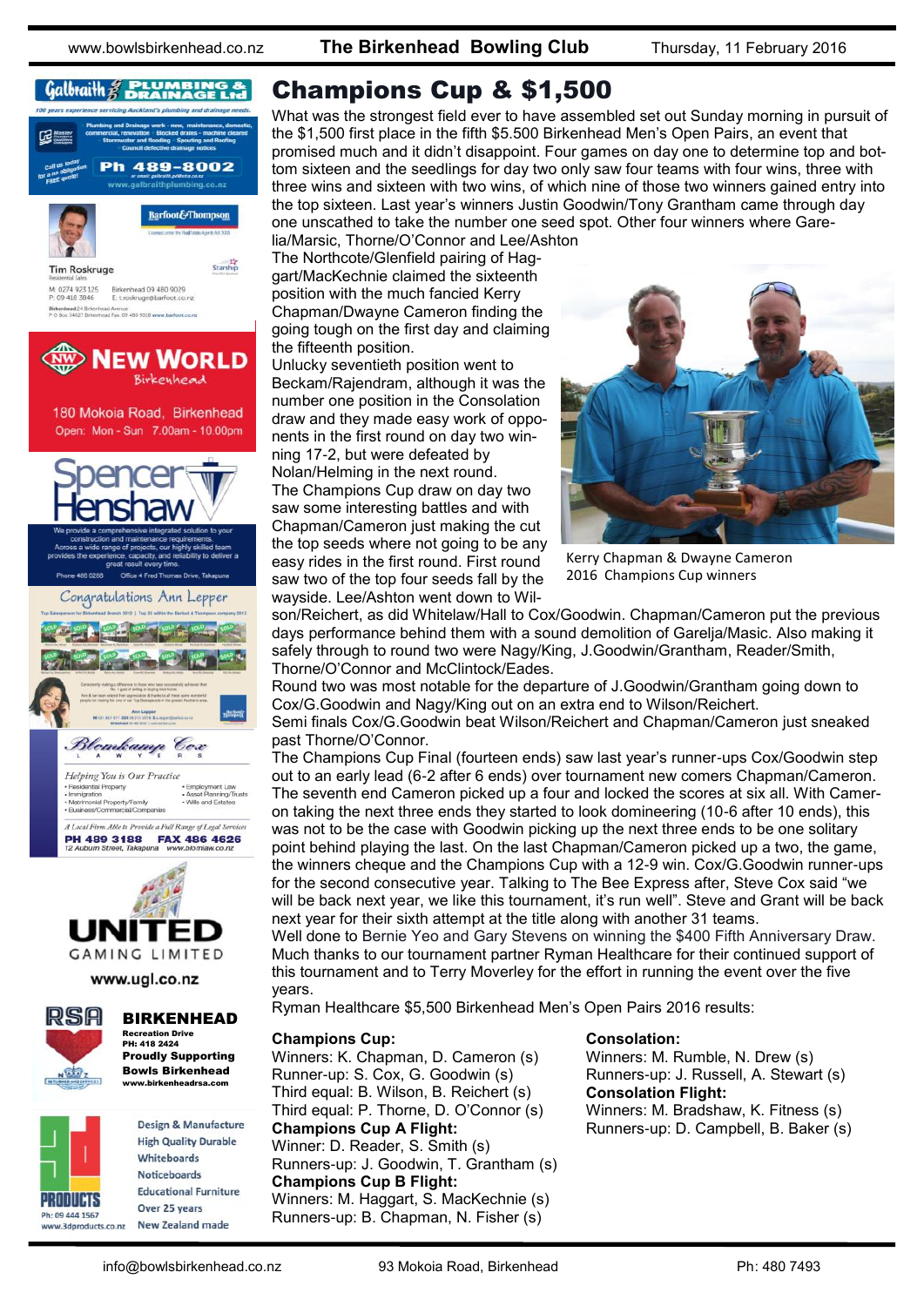# Champions Cup & $1,500

What was the strongest field ever to have assembled set out Sunday morning in pursuit of the $1,500 first place in the fifth $5.500 Birkenhead Men's Open Pairs, an event that promised much and it didn't disappoint. Four games on day one to determine top and bottom sixteen and the seedlings for day two only saw four teams with four wins, three with three wins and sixteen with two wins, of which nine of those two winners gained entry into the top sixteen. Last year's winners Justin Goodwin/Tony Grantham came through day one unscathed to take the number one seed spot. Other four winners where Garelia/Marsic, Thorne/O'Connor and Lee/Ashton

The Northcote/Glenfield pairing of Haggart/MacKechnie claimed the sixteenth position with the much fancied Kerry Chapman/Dwayne Cameron finding the going tough on the first day and claiming the fifteenth position.

Unlucky seventieth position went to Beckam/Rajendram, although it was the number one position in the Consolation draw and they made easy work of opponents in the first round on day two winning 17-2, but were defeated by Nolan/Helming in the next round.

The Champions Cup draw on day two saw some interesting battles and with Chapman/Cameron just making the cut the top seeds where not going to be any easy rides in the first round. First round saw two of the top four seeds fall by the wayside. Lee/Ashton went down to Wilson/Reichert, as did Whitelaw/Hall to Cox/Goodwin. Chapman/Cameron put the previous days performance behind them with a sound demolition of Garelja/Masic. Also making it safely through to round two were Nagy/King, J.Goodwin/Grantham, Reader/Smith, Thorne/O'Connor and McClintock/Eades.

Kerry Chapman & Dwayne Cameron 2016 Champions Cup winners

Round two was most notable for the departure of J.Goodwin/Grantham going down to Cox/G.Goodwin and Nagy/King out on an extra end to Wilson/Reichert.

Semi finals Cox/G.Goodwin beat Wilson/Reichert and Chapman/Cameron just sneaked past Thorne/O'Connor.

The Champions Cup Final (fourteen ends) saw last year's runner-ups Cox/Goodwin step out to an early lead (6-2 after 6 ends) over tournament new comers Chapman/Cameron. The seventh end Cameron picked up a four and locked the scores at six all. With Cameron taking the next three ends they started to look domineering (10-6 after 10 ends), this was not to be the case with Goodwin picking up the next three ends to be one solitary point behind playing the last. On the last Chapman/Cameron picked up a two, the game, the winners cheque and the Champions Cup with a 12-9 win. Cox/G.Goodwin runner-ups for the second consecutive year. Talking to The Bee Express after, Steve Cox said "we will be back next year, we like this tournament, it's run well". Steve and Grant will be back next year for their sixth attempt at the title along with another 31 teams.

Well done to Bernie Yeo and Gary Stevens on winning the $400 Fifth Anniversary Draw. Much thanks to our tournament partner Ryman Healthcare for their continued support of this tournament and to Terry Moverley for the effort in running the event over the five years.

Ryman Healthcare $5,500 Birkenhead Men's Open Pairs 2016 results:

**Champions Cup:**
Winners: K. Chapman, D. Cameron (s)
Runner-up: S. Cox, G. Goodwin (s)
Third equal: B. Wilson, B. Reichert (s)
Third equal: P. Thorne, D. O'Connor (s)

**Champions Cup A Flight:**
Winner: D. Reader, S. Smith (s)
Runners-up: J. Goodwin, T. Grantham (s)

**Champions Cup B Flight:**
Winners: M. Haggart, S. MacKechnie (s)
Runners-up: B. Chapman, N. Fisher (s)

**Consolation:**
Winners: M. Rumble, N. Drew (s)
Runners-up: J. Russell, A. Stewart (s)

**Consolation Flight:**
Winners: M. Bradshaw, K. Fitness (s)
Runners-up: D. Campbell, B. Baker (s)